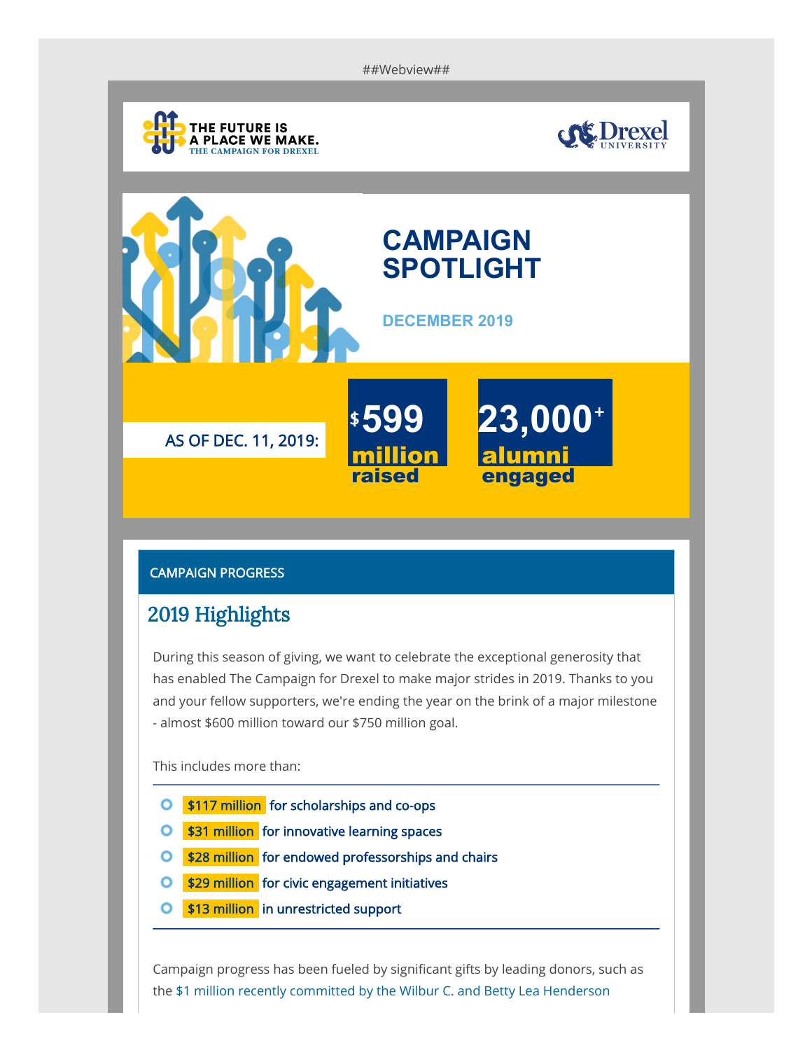##Webview##

THE FUTURE IS A PLACE WE MAKE.
THE CAMPAIGN FOR DREXEL

Drexel UNIVERSITY

# CAMPAIGN SPOTLIGHT

DECEMBER 2019

AS OF DEC. 11, 2019:

**$599 million raised**

**23,000+ alumni engaged**

## CAMPAIGN PROGRESS

### 2019 Highlights

During this season of giving, we want to celebrate the exceptional generosity that has enabled The Campaign for Drexel to make major strides in 2019. Thanks to you and your fellow supporters, we're ending the year on the brink of a major milestone - almost $600 million toward our $750 million goal.

This includes more than:

- $117 million for scholarships and co-ops
- $31 million for innovative learning spaces
- $28 million for endowed professorships and chairs
- $29 million for civic engagement initiatives
- $13 million in unrestricted support

Campaign progress has been fueled by significant gifts by leading donors, such as the $1 million recently committed by the Wilbur C. and Betty Lea Henderson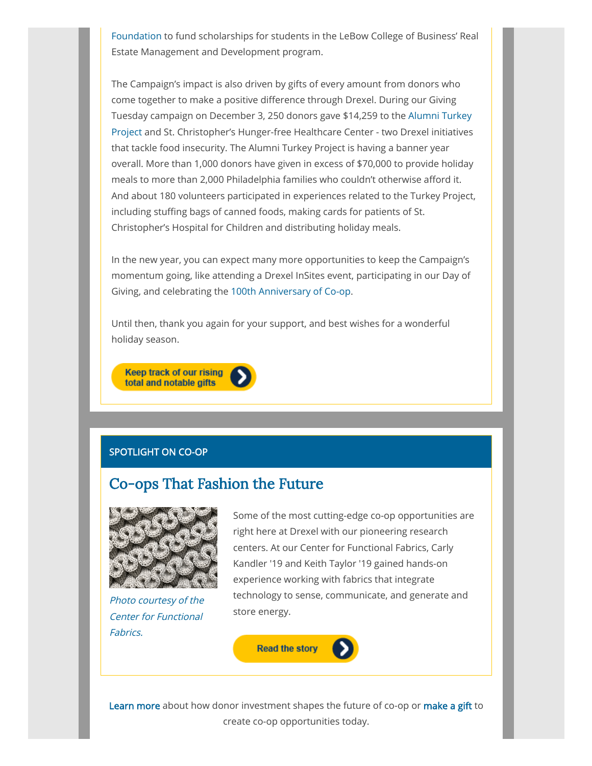Foundation to fund scholarships for students in the LeBow College of Business' Real Estate Management and Development program.

The Campaign's impact is also driven by gifts of every amount from donors who come together to make a positive difference through Drexel. During our Giving Tuesday campaign on December 3, 250 donors gave $14,259 to the Alumni Turkey Project and St. Christopher's Hunger-free Healthcare Center - two Drexel initiatives that tackle food insecurity. The Alumni Turkey Project is having a banner year overall. More than 1,000 donors have given in excess of $70,000 to provide holiday meals to more than 2,000 Philadelphia families who couldn't otherwise afford it. And about 180 volunteers participated in experiences related to the Turkey Project, including stuffing bags of canned foods, making cards for patients of St. Christopher's Hospital for Children and distributing holiday meals.

In the new year, you can expect many more opportunities to keep the Campaign's momentum going, like attending a Drexel InSites event, participating in our Day of Giving, and celebrating the 100th Anniversary of Co-op.

Until then, thank you again for your support, and best wishes for a wonderful holiday season.

Keep track of our rising total and notable gifts

SPOTLIGHT ON CO-OP

## Co-ops That Fashion the Future

*Photo courtesy of the Center for Functional Fabrics.*

Some of the most cutting-edge co-op opportunities are right here at Drexel with our pioneering research centers. At our Center for Functional Fabrics, Carly Kandler '19 and Keith Taylor '19 gained hands-on experience working with fabrics that integrate technology to sense, communicate, and generate and store energy.

Read the story

Learn more about how donor investment shapes the future of co-op or make a gift to create co-op opportunities today.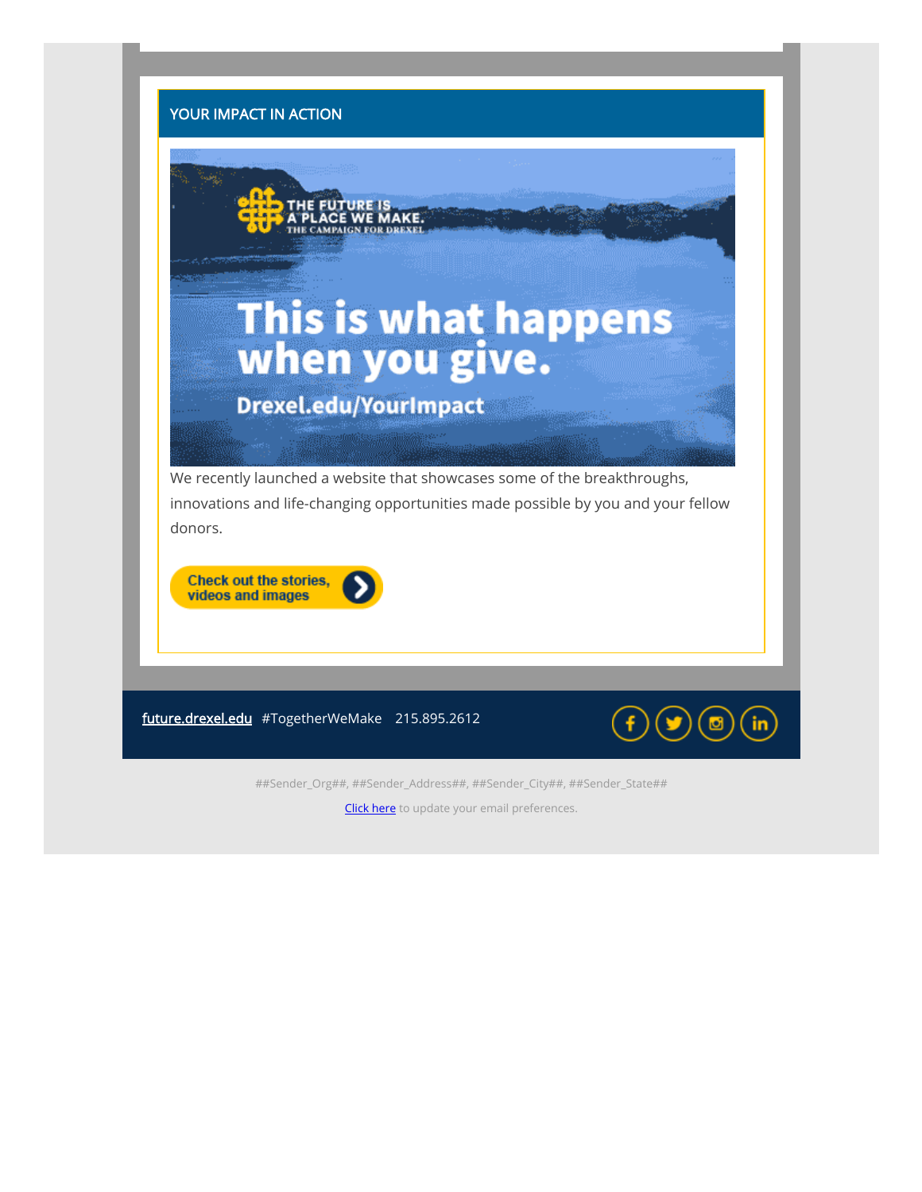## YOUR IMPACT IN ACTION

THE FUTURE IS A PLACE WE MAKE.
THE CAMPAIGN FOR DREXEL

This is what happens when you give.

Drexel.edu/YourImpact

We recently launched a website that showcases some of the breakthroughs, innovations and life-changing opportunities made possible by you and your fellow donors.

Check out the stories, videos and images

future.drexel.edu #TogetherWeMake 215.895.2612

##Sender_Org##, ##Sender_Address##, ##Sender_City##, ##Sender_State##

Click here to update your email preferences.